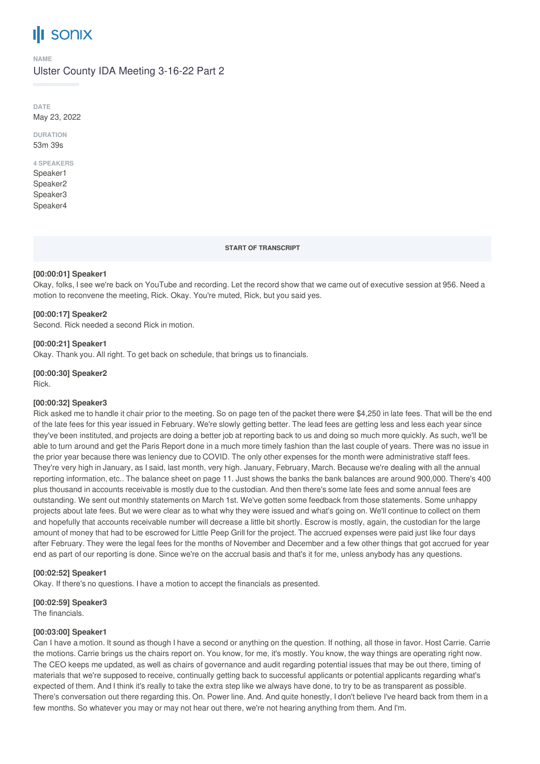# sonix

**NAME**

Ulster County IDA Meeting 3-16-22 Part 2

**DATE**

May 23, 2022

**DURATION**

53m 39s

**4 SPEAKERS**

Speaker1
Speaker2
Speaker3
Speaker4

**START OF TRANSCRIPT**

**[00:00:01] Speaker1**
Okay, folks, I see we're back on YouTube and recording. Let the record show that we came out of executive session at 956. Need a motion to reconvene the meeting, Rick. Okay. You're muted, Rick, but you said yes.

**[00:00:17] Speaker2**
Second. Rick needed a second Rick in motion.

**[00:00:21] Speaker1**
Okay. Thank you. All right. To get back on schedule, that brings us to financials.

**[00:00:30] Speaker2**
Rick.

**[00:00:32] Speaker3**
Rick asked me to handle it chair prior to the meeting. So on page ten of the packet there were $4,250 in late fees. That will be the end of the late fees for this year issued in February. We're slowly getting better. The lead fees are getting less and less each year since they've been instituted, and projects are doing a better job at reporting back to us and doing so much more quickly. As such, we'll be able to turn around and get the Paris Report done in a much more timely fashion than the last couple of years. There was no issue in the prior year because there was leniency due to COVID. The only other expenses for the month were administrative staff fees. They're very high in January, as I said, last month, very high. January, February, March. Because we're dealing with all the annual reporting information, etc.. The balance sheet on page 11. Just shows the banks the bank balances are around 900,000. There's 400 plus thousand in accounts receivable is mostly due to the custodian. And then there's some late fees and some annual fees are outstanding. We sent out monthly statements on March 1st. We've gotten some feedback from those statements. Some unhappy projects about late fees. But we were clear as to what why they were issued and what's going on. We'll continue to collect on them and hopefully that accounts receivable number will decrease a little bit shortly. Escrow is mostly, again, the custodian for the large amount of money that had to be escrowed for Little Peep Grill for the project. The accrued expenses were paid just like four days after February. They were the legal fees for the months of November and December and a few other things that got accrued for year end as part of our reporting is done. Since we're on the accrual basis and that's it for me, unless anybody has any questions.

**[00:02:52] Speaker1**
Okay. If there's no questions. I have a motion to accept the financials as presented.

**[00:02:59] Speaker3**
The financials.

**[00:03:00] Speaker1**
Can I have a motion. It sound as though I have a second or anything on the question. If nothing, all those in favor. Host Carrie. Carrie the motions. Carrie brings us the chairs report on. You know, for me, it's mostly. You know, the way things are operating right now. The CEO keeps me updated, as well as chairs of governance and audit regarding potential issues that may be out there, timing of materials that we're supposed to receive, continually getting back to successful applicants or potential applicants regarding what's expected of them. And I think it's really to take the extra step like we always have done, to try to be as transparent as possible. There's conversation out there regarding this. On. Power line. And. And quite honestly, I don't believe I've heard back from them in a few months. So whatever you may or may not hear out there, we're not hearing anything from them. And I'm.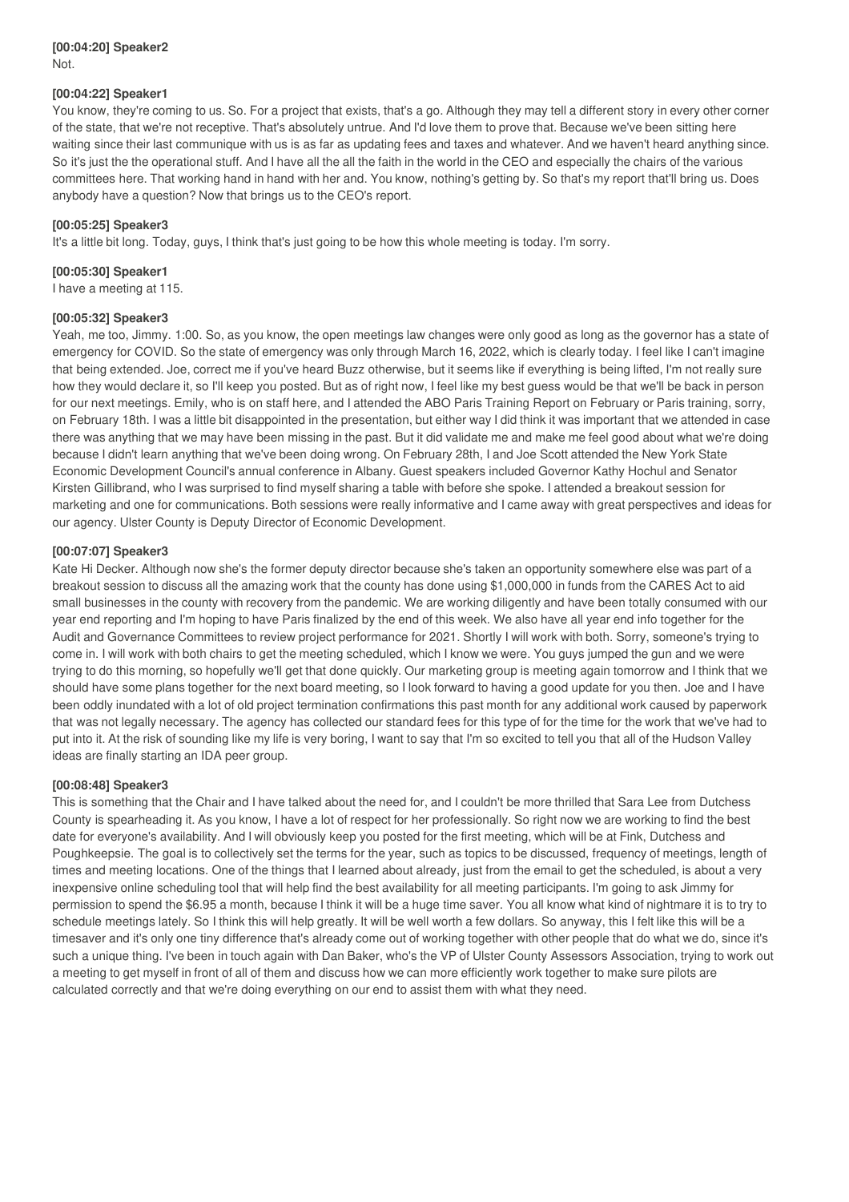**[00:04:20] Speaker2**
Not.

**[00:04:22] Speaker1**
You know, they're coming to us. So. For a project that exists, that's a go. Although they may tell a different story in every other corner of the state, that we're not receptive. That's absolutely untrue. And I'd love them to prove that. Because we've been sitting here waiting since their last communique with us is as far as updating fees and taxes and whatever. And we haven't heard anything since. So it's just the the operational stuff. And I have all the all the faith in the world in the CEO and especially the chairs of the various committees here. That working hand in hand with her and. You know, nothing's getting by. So that's my report that'll bring us. Does anybody have a question? Now that brings us to the CEO's report.

**[00:05:25] Speaker3**
It's a little bit long. Today, guys, I think that's just going to be how this whole meeting is today. I'm sorry.

**[00:05:30] Speaker1**
I have a meeting at 115.

**[00:05:32] Speaker3**
Yeah, me too, Jimmy. 1:00. So, as you know, the open meetings law changes were only good as long as the governor has a state of emergency for COVID. So the state of emergency was only through March 16, 2022, which is clearly today. I feel like I can't imagine that being extended. Joe, correct me if you've heard Buzz otherwise, but it seems like if everything is being lifted, I'm not really sure how they would declare it, so I'll keep you posted. But as of right now, I feel like my best guess would be that we'll be back in person for our next meetings. Emily, who is on staff here, and I attended the ABO Paris Training Report on February or Paris training, sorry, on February 18th. I was a little bit disappointed in the presentation, but either way I did think it was important that we attended in case there was anything that we may have been missing in the past. But it did validate me and make me feel good about what we're doing because I didn't learn anything that we've been doing wrong. On February 28th, I and Joe Scott attended the New York State Economic Development Council's annual conference in Albany. Guest speakers included Governor Kathy Hochul and Senator Kirsten Gillibrand, who I was surprised to find myself sharing a table with before she spoke. I attended a breakout session for marketing and one for communications. Both sessions were really informative and I came away with great perspectives and ideas for our agency. Ulster County is Deputy Director of Economic Development.

**[00:07:07] Speaker3**
Kate Hi Decker. Although now she's the former deputy director because she's taken an opportunity somewhere else was part of a breakout session to discuss all the amazing work that the county has done using $1,000,000 in funds from the CARES Act to aid small businesses in the county with recovery from the pandemic. We are working diligently and have been totally consumed with our year end reporting and I'm hoping to have Paris finalized by the end of this week. We also have all year end info together for the Audit and Governance Committees to review project performance for 2021. Shortly I will work with both. Sorry, someone's trying to come in. I will work with both chairs to get the meeting scheduled, which I know we were. You guys jumped the gun and we were trying to do this morning, so hopefully we'll get that done quickly. Our marketing group is meeting again tomorrow and I think that we should have some plans together for the next board meeting, so I look forward to having a good update for you then. Joe and I have been oddly inundated with a lot of old project termination confirmations this past month for any additional work caused by paperwork that was not legally necessary. The agency has collected our standard fees for this type of for the time for the work that we've had to put into it. At the risk of sounding like my life is very boring, I want to say that I'm so excited to tell you that all of the Hudson Valley ideas are finally starting an IDA peer group.

**[00:08:48] Speaker3**
This is something that the Chair and I have talked about the need for, and I couldn't be more thrilled that Sara Lee from Dutchess County is spearheading it. As you know, I have a lot of respect for her professionally. So right now we are working to find the best date for everyone's availability. And I will obviously keep you posted for the first meeting, which will be at Fink, Dutchess and Poughkeepsie. The goal is to collectively set the terms for the year, such as topics to be discussed, frequency of meetings, length of times and meeting locations. One of the things that I learned about already, just from the email to get the scheduled, is about a very inexpensive online scheduling tool that will help find the best availability for all meeting participants. I'm going to ask Jimmy for permission to spend the $6.95 a month, because I think it will be a huge time saver. You all know what kind of nightmare it is to try to schedule meetings lately. So I think this will help greatly. It will be well worth a few dollars. So anyway, this I felt like this will be a timesaver and it's only one tiny difference that's already come out of working together with other people that do what we do, since it's such a unique thing. I've been in touch again with Dan Baker, who's the VP of Ulster County Assessors Association, trying to work out a meeting to get myself in front of all of them and discuss how we can more efficiently work together to make sure pilots are calculated correctly and that we're doing everything on our end to assist them with what they need.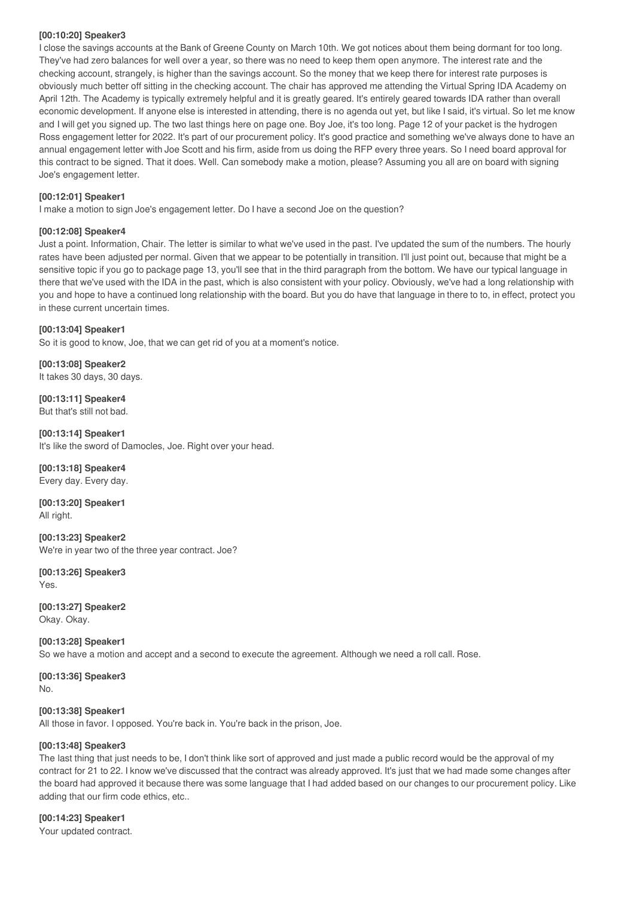**[00:10:20] Speaker3**

I close the savings accounts at the Bank of Greene County on March 10th. We got notices about them being dormant for too long. They've had zero balances for well over a year, so there was no need to keep them open anymore. The interest rate and the checking account, strangely, is higher than the savings account. So the money that we keep there for interest rate purposes is obviously much better off sitting in the checking account. The chair has approved me attending the Virtual Spring IDA Academy on April 12th. The Academy is typically extremely helpful and it is greatly geared. It's entirely geared towards IDA rather than overall economic development. If anyone else is interested in attending, there is no agenda out yet, but like I said, it's virtual. So let me know and I will get you signed up. The two last things here on page one. Boy Joe, it's too long. Page 12 of your packet is the hydrogen Ross engagement letter for 2022. It's part of our procurement policy. It's good practice and something we've always done to have an annual engagement letter with Joe Scott and his firm, aside from us doing the RFP every three years. So I need board approval for this contract to be signed. That it does. Well. Can somebody make a motion, please? Assuming you all are on board with signing Joe's engagement letter.

**[00:12:01] Speaker1**

I make a motion to sign Joe's engagement letter. Do I have a second Joe on the question?

**[00:12:08] Speaker4**

Just a point. Information, Chair. The letter is similar to what we've used in the past. I've updated the sum of the numbers. The hourly rates have been adjusted per normal. Given that we appear to be potentially in transition. I'll just point out, because that might be a sensitive topic if you go to package page 13, you'll see that in the third paragraph from the bottom. We have our typical language in there that we've used with the IDA in the past, which is also consistent with your policy. Obviously, we've had a long relationship with you and hope to have a continued long relationship with the board. But you do have that language in there to to, in effect, protect you in these current uncertain times.

**[00:13:04] Speaker1**

So it is good to know, Joe, that we can get rid of you at a moment's notice.

**[00:13:08] Speaker2**

It takes 30 days, 30 days.

**[00:13:11] Speaker4**

But that's still not bad.

**[00:13:14] Speaker1**

It's like the sword of Damocles, Joe. Right over your head.

**[00:13:18] Speaker4**

Every day. Every day.

**[00:13:20] Speaker1**

All right.

**[00:13:23] Speaker2**

We're in year two of the three year contract. Joe?

**[00:13:26] Speaker3**

Yes.

**[00:13:27] Speaker2**

Okay. Okay.

**[00:13:28] Speaker1**

So we have a motion and accept and a second to execute the agreement. Although we need a roll call. Rose.

**[00:13:36] Speaker3**

No.

**[00:13:38] Speaker1**

All those in favor. I opposed. You're back in. You're back in the prison, Joe.

**[00:13:48] Speaker3**

The last thing that just needs to be, I don't think like sort of approved and just made a public record would be the approval of my contract for 21 to 22. I know we've discussed that the contract was already approved. It's just that we had made some changes after the board had approved it because there was some language that I had added based on our changes to our procurement policy. Like adding that our firm code ethics, etc..

**[00:14:23] Speaker1**

Your updated contract.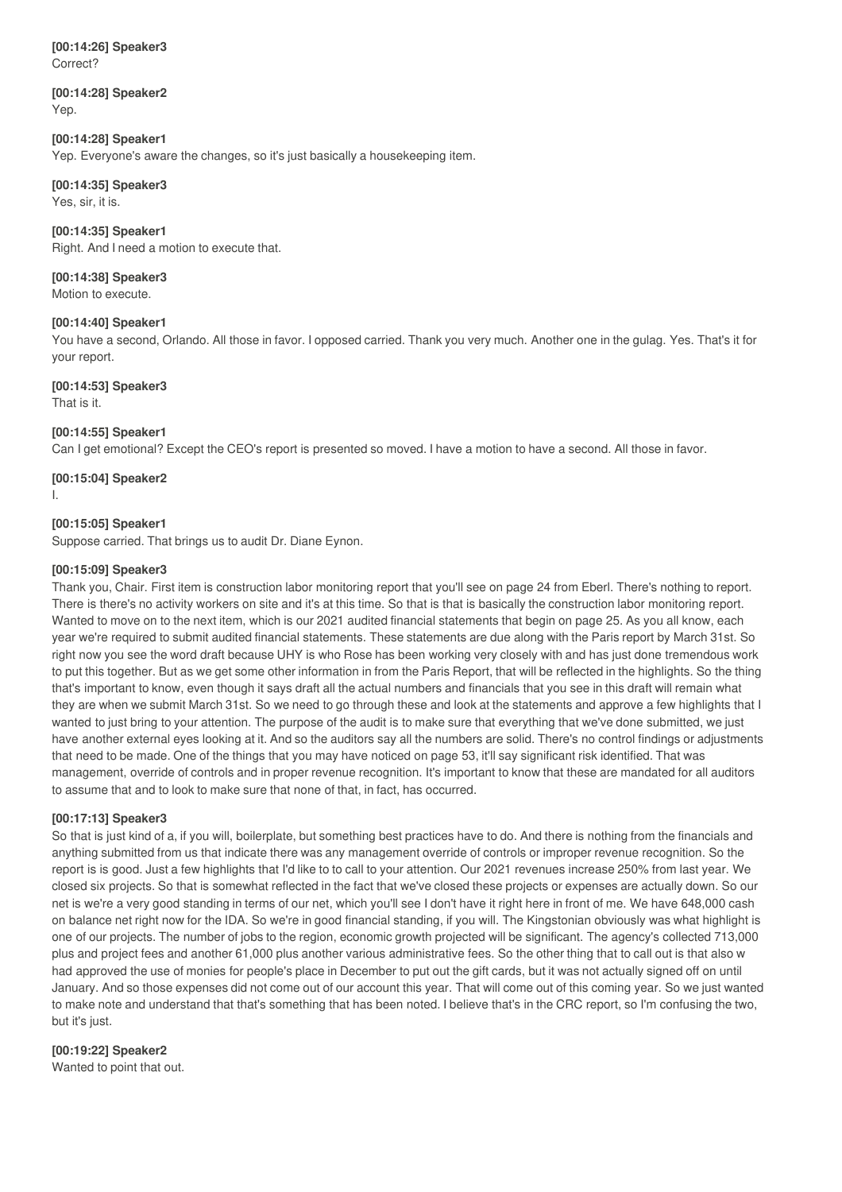**[00:14:26] Speaker3**
Correct?

**[00:14:28] Speaker2**
Yep.

**[00:14:28] Speaker1**
Yep. Everyone's aware the changes, so it's just basically a housekeeping item.

**[00:14:35] Speaker3**
Yes, sir, it is.

**[00:14:35] Speaker1**
Right. And I need a motion to execute that.

**[00:14:38] Speaker3**
Motion to execute.

**[00:14:40] Speaker1**
You have a second, Orlando. All those in favor. I opposed carried. Thank you very much. Another one in the gulag. Yes. That's it for your report.

**[00:14:53] Speaker3**
That is it.

**[00:14:55] Speaker1**
Can I get emotional? Except the CEO's report is presented so moved. I have a motion to have a second. All those in favor.

**[00:15:04] Speaker2**
I.

**[00:15:05] Speaker1**
Suppose carried. That brings us to audit Dr. Diane Eynon.

**[00:15:09] Speaker3**
Thank you, Chair. First item is construction labor monitoring report that you'll see on page 24 from Eberl. There's nothing to report. There is there's no activity workers on site and it's at this time. So that is that is basically the construction labor monitoring report. Wanted to move on to the next item, which is our 2021 audited financial statements that begin on page 25. As you all know, each year we're required to submit audited financial statements. These statements are due along with the Paris report by March 31st. So right now you see the word draft because UHY is who Rose has been working very closely with and has just done tremendous work to put this together. But as we get some other information in from the Paris Report, that will be reflected in the highlights. So the thing that's important to know, even though it says draft all the actual numbers and financials that you see in this draft will remain what they are when we submit March 31st. So we need to go through these and look at the statements and approve a few highlights that I wanted to just bring to your attention. The purpose of the audit is to make sure that everything that we've done submitted, we just have another external eyes looking at it. And so the auditors say all the numbers are solid. There's no control findings or adjustments that need to be made. One of the things that you may have noticed on page 53, it'll say significant risk identified. That was management, override of controls and in proper revenue recognition. It's important to know that these are mandated for all auditors to assume that and to look to make sure that none of that, in fact, has occurred.

**[00:17:13] Speaker3**
So that is just kind of a, if you will, boilerplate, but something best practices have to do. And there is nothing from the financials and anything submitted from us that indicate there was any management override of controls or improper revenue recognition. So the report is is good. Just a few highlights that I'd like to to call to your attention. Our 2021 revenues increase 250% from last year. We closed six projects. So that is somewhat reflected in the fact that we've closed these projects or expenses are actually down. So our net is we're a very good standing in terms of our net, which you'll see I don't have it right here in front of me. We have 648,000 cash on balance net right now for the IDA. So we're in good financial standing, if you will. The Kingstonian obviously was what highlight is one of our projects. The number of jobs to the region, economic growth projected will be significant. The agency's collected 713,000 plus and project fees and another 61,000 plus another various administrative fees. So the other thing that to call out is that also w had approved the use of monies for people's place in December to put out the gift cards, but it was not actually signed off on until January. And so those expenses did not come out of our account this year. That will come out of this coming year. So we just wanted to make note and understand that that's something that has been noted. I believe that's in the CRC report, so I'm confusing the two, but it's just.

**[00:19:22] Speaker2**
Wanted to point that out.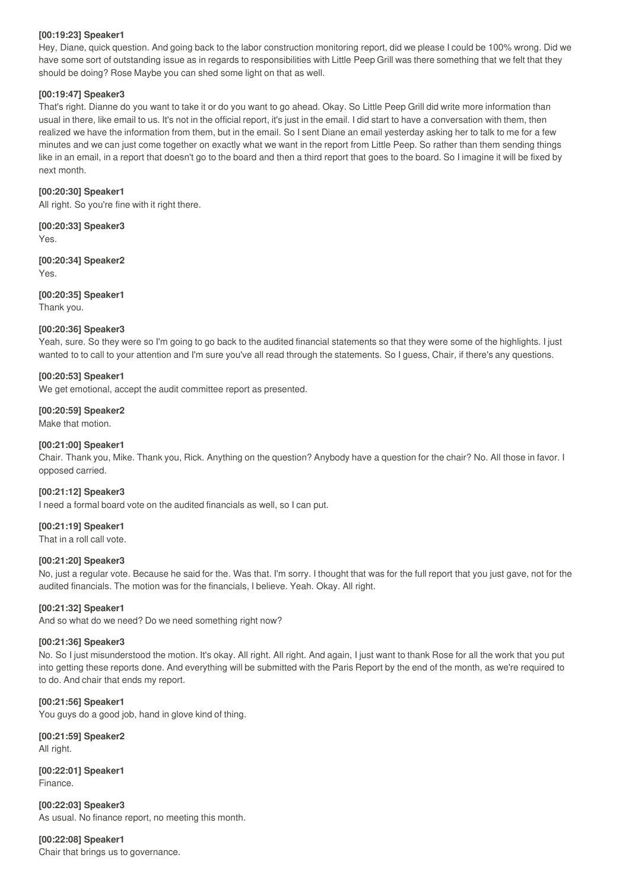**[00:19:23] Speaker1**
Hey, Diane, quick question. And going back to the labor construction monitoring report, did we please I could be 100% wrong. Did we have some sort of outstanding issue as in regards to responsibilities with Little Peep Grill was there something that we felt that they should be doing? Rose Maybe you can shed some light on that as well.

**[00:19:47] Speaker3**
That's right. Dianne do you want to take it or do you want to go ahead. Okay. So Little Peep Grill did write more information than usual in there, like email to us. It's not in the official report, it's just in the email. I did start to have a conversation with them, then realized we have the information from them, but in the email. So I sent Diane an email yesterday asking her to talk to me for a few minutes and we can just come together on exactly what we want in the report from Little Peep. So rather than them sending things like in an email, in a report that doesn't go to the board and then a third report that goes to the board. So I imagine it will be fixed by next month.

**[00:20:30] Speaker1**
All right. So you're fine with it right there.

**[00:20:33] Speaker3**
Yes.

**[00:20:34] Speaker2**
Yes.

**[00:20:35] Speaker1**
Thank you.

**[00:20:36] Speaker3**
Yeah, sure. So they were so I'm going to go back to the audited financial statements so that they were some of the highlights. I just wanted to to call to your attention and I'm sure you've all read through the statements. So I guess, Chair, if there's any questions.

**[00:20:53] Speaker1**
We get emotional, accept the audit committee report as presented.

**[00:20:59] Speaker2**
Make that motion.

**[00:21:00] Speaker1**
Chair. Thank you, Mike. Thank you, Rick. Anything on the question? Anybody have a question for the chair? No. All those in favor. I opposed carried.

**[00:21:12] Speaker3**
I need a formal board vote on the audited financials as well, so I can put.

**[00:21:19] Speaker1**
That in a roll call vote.

**[00:21:20] Speaker3**
No, just a regular vote. Because he said for the. Was that. I'm sorry. I thought that was for the full report that you just gave, not for the audited financials. The motion was for the financials, I believe. Yeah. Okay. All right.

**[00:21:32] Speaker1**
And so what do we need? Do we need something right now?

**[00:21:36] Speaker3**
No. So I just misunderstood the motion. It's okay. All right. All right. And again, I just want to thank Rose for all the work that you put into getting these reports done. And everything will be submitted with the Paris Report by the end of the month, as we're required to do. And chair that ends my report.

**[00:21:56] Speaker1**
You guys do a good job, hand in glove kind of thing.

**[00:21:59] Speaker2**
All right.

**[00:22:01] Speaker1**
Finance.

**[00:22:03] Speaker3**
As usual. No finance report, no meeting this month.

**[00:22:08] Speaker1**
Chair that brings us to governance.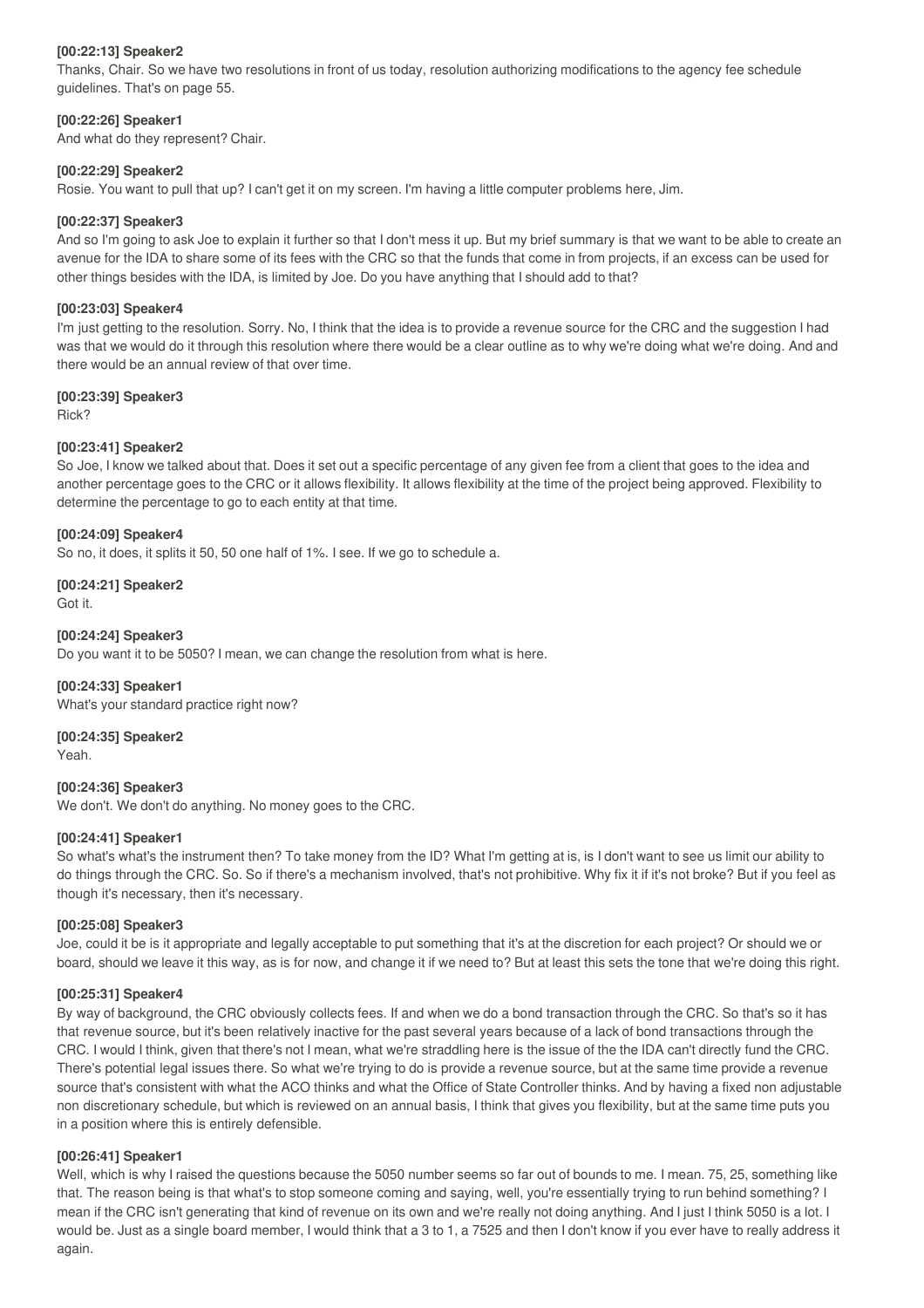**[00:22:13] Speaker2**
Thanks, Chair. So we have two resolutions in front of us today, resolution authorizing modifications to the agency fee schedule guidelines. That's on page 55.

**[00:22:26] Speaker1**
And what do they represent? Chair.

**[00:22:29] Speaker2**
Rosie. You want to pull that up? I can't get it on my screen. I'm having a little computer problems here, Jim.

**[00:22:37] Speaker3**
And so I'm going to ask Joe to explain it further so that I don't mess it up. But my brief summary is that we want to be able to create an avenue for the IDA to share some of its fees with the CRC so that the funds that come in from projects, if an excess can be used for other things besides with the IDA, is limited by Joe. Do you have anything that I should add to that?

**[00:23:03] Speaker4**
I'm just getting to the resolution. Sorry. No, I think that the idea is to provide a revenue source for the CRC and the suggestion I had was that we would do it through this resolution where there would be a clear outline as to why we're doing what we're doing. And and there would be an annual review of that over time.

**[00:23:39] Speaker3**
Rick?

**[00:23:41] Speaker2**
So Joe, I know we talked about that. Does it set out a specific percentage of any given fee from a client that goes to the idea and another percentage goes to the CRC or it allows flexibility. It allows flexibility at the time of the project being approved. Flexibility to determine the percentage to go to each entity at that time.

**[00:24:09] Speaker4**
So no, it does, it splits it 50, 50 one half of 1%. I see. If we go to schedule a.

**[00:24:21] Speaker2**
Got it.

**[00:24:24] Speaker3**
Do you want it to be 5050? I mean, we can change the resolution from what is here.

**[00:24:33] Speaker1**
What's your standard practice right now?

**[00:24:35] Speaker2**
Yeah.

**[00:24:36] Speaker3**
We don't. We don't do anything. No money goes to the CRC.

**[00:24:41] Speaker1**
So what's what's the instrument then? To take money from the ID? What I'm getting at is, is I don't want to see us limit our ability to do things through the CRC. So. So if there's a mechanism involved, that's not prohibitive. Why fix it if it's not broke? But if you feel as though it's necessary, then it's necessary.

**[00:25:08] Speaker3**
Joe, could it be is it appropriate and legally acceptable to put something that it's at the discretion for each project? Or should we or board, should we leave it this way, as is for now, and change it if we need to? But at least this sets the tone that we're doing this right.

**[00:25:31] Speaker4**
By way of background, the CRC obviously collects fees. If and when we do a bond transaction through the CRC. So that's so it has that revenue source, but it's been relatively inactive for the past several years because of a lack of bond transactions through the CRC. I would I think, given that there's not I mean, what we're straddling here is the issue of the the IDA can't directly fund the CRC. There's potential legal issues there. So what we're trying to do is provide a revenue source, but at the same time provide a revenue source that's consistent with what the ACO thinks and what the Office of State Controller thinks. And by having a fixed non adjustable non discretionary schedule, but which is reviewed on an annual basis, I think that gives you flexibility, but at the same time puts you in a position where this is entirely defensible.

**[00:26:41] Speaker1**
Well, which is why I raised the questions because the 5050 number seems so far out of bounds to me. I mean. 75, 25, something like that. The reason being is that what's to stop someone coming and saying, well, you're essentially trying to run behind something? I mean if the CRC isn't generating that kind of revenue on its own and we're really not doing anything. And I just I think 5050 is a lot. I would be. Just as a single board member, I would think that a 3 to 1, a 7525 and then I don't know if you ever have to really address it again.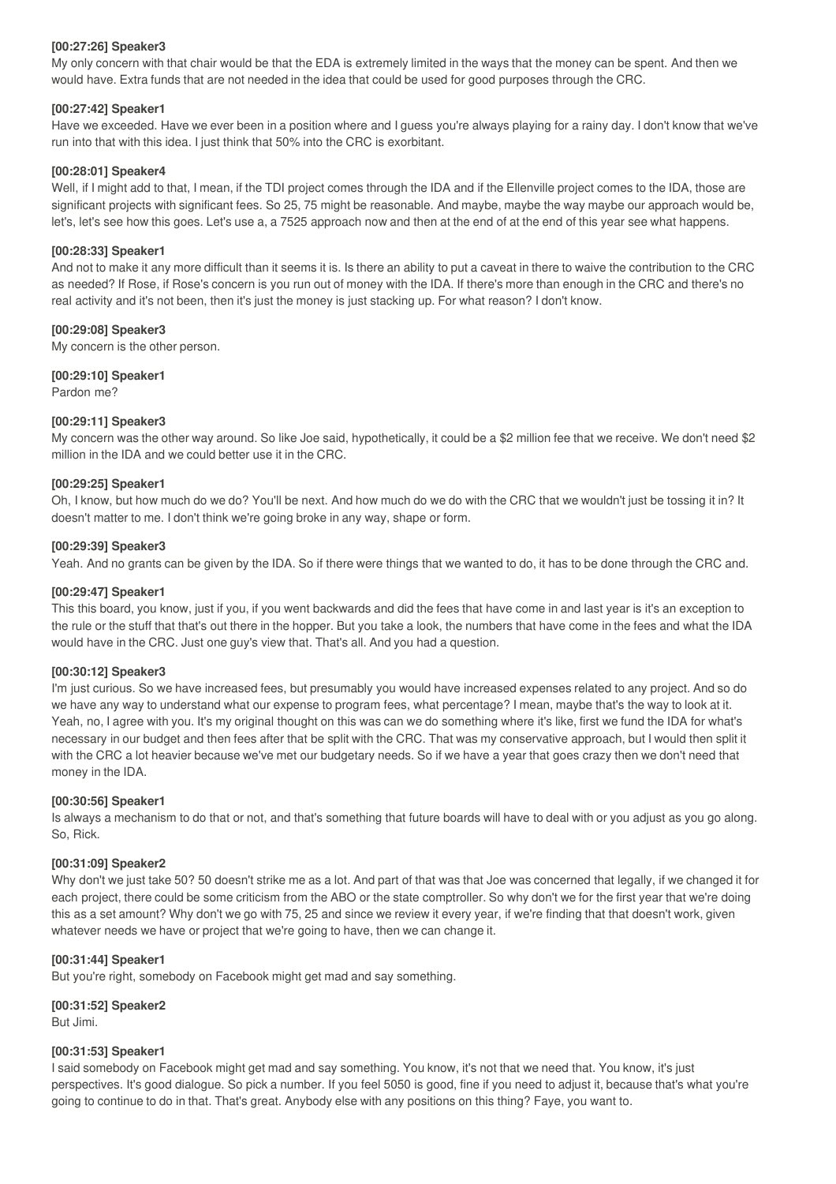**[00:27:26] Speaker3**

My only concern with that chair would be that the EDA is extremely limited in the ways that the money can be spent. And then we would have. Extra funds that are not needed in the idea that could be used for good purposes through the CRC.

**[00:27:42] Speaker1**

Have we exceeded. Have we ever been in a position where and I guess you're always playing for a rainy day. I don't know that we've run into that with this idea. I just think that 50% into the CRC is exorbitant.

**[00:28:01] Speaker4**

Well, if I might add to that, I mean, if the TDI project comes through the IDA and if the Ellenville project comes to the IDA, those are significant projects with significant fees. So 25, 75 might be reasonable. And maybe, maybe the way maybe our approach would be, let's, let's see how this goes. Let's use a, a 7525 approach now and then at the end of at the end of this year see what happens.

**[00:28:33] Speaker1**

And not to make it any more difficult than it seems it is. Is there an ability to put a caveat in there to waive the contribution to the CRC as needed? If Rose, if Rose's concern is you run out of money with the IDA. If there's more than enough in the CRC and there's no real activity and it's not been, then it's just the money is just stacking up. For what reason? I don't know.

**[00:29:08] Speaker3**

My concern is the other person.

**[00:29:10] Speaker1**

Pardon me?

**[00:29:11] Speaker3**

My concern was the other way around. So like Joe said, hypothetically, it could be a $2 million fee that we receive. We don't need $2 million in the IDA and we could better use it in the CRC.

**[00:29:25] Speaker1**

Oh, I know, but how much do we do? You'll be next. And how much do we do with the CRC that we wouldn't just be tossing it in? It doesn't matter to me. I don't think we're going broke in any way, shape or form.

**[00:29:39] Speaker3**

Yeah. And no grants can be given by the IDA. So if there were things that we wanted to do, it has to be done through the CRC and.

**[00:29:47] Speaker1**

This this board, you know, just if you, if you went backwards and did the fees that have come in and last year is it's an exception to the rule or the stuff that that's out there in the hopper. But you take a look, the numbers that have come in the fees and what the IDA would have in the CRC. Just one guy's view that. That's all. And you had a question.

**[00:30:12] Speaker3**

I'm just curious. So we have increased fees, but presumably you would have increased expenses related to any project. And so do we have any way to understand what our expense to program fees, what percentage? I mean, maybe that's the way to look at it. Yeah, no, I agree with you. It's my original thought on this was can we do something where it's like, first we fund the IDA for what's necessary in our budget and then fees after that be split with the CRC. That was my conservative approach, but I would then split it with the CRC a lot heavier because we've met our budgetary needs. So if we have a year that goes crazy then we don't need that money in the IDA.

**[00:30:56] Speaker1**

Is always a mechanism to do that or not, and that's something that future boards will have to deal with or you adjust as you go along. So, Rick.

**[00:31:09] Speaker2**

Why don't we just take 50? 50 doesn't strike me as a lot. And part of that was that Joe was concerned that legally, if we changed it for each project, there could be some criticism from the ABO or the state comptroller. So why don't we for the first year that we're doing this as a set amount? Why don't we go with 75, 25 and since we review it every year, if we're finding that that doesn't work, given whatever needs we have or project that we're going to have, then we can change it.

**[00:31:44] Speaker1**

But you're right, somebody on Facebook might get mad and say something.

**[00:31:52] Speaker2**

But Jimi.

**[00:31:53] Speaker1**

I said somebody on Facebook might get mad and say something. You know, it's not that we need that. You know, it's just perspectives. It's good dialogue. So pick a number. If you feel 5050 is good, fine if you need to adjust it, because that's what you're going to continue to do in that. That's great. Anybody else with any positions on this thing? Faye, you want to.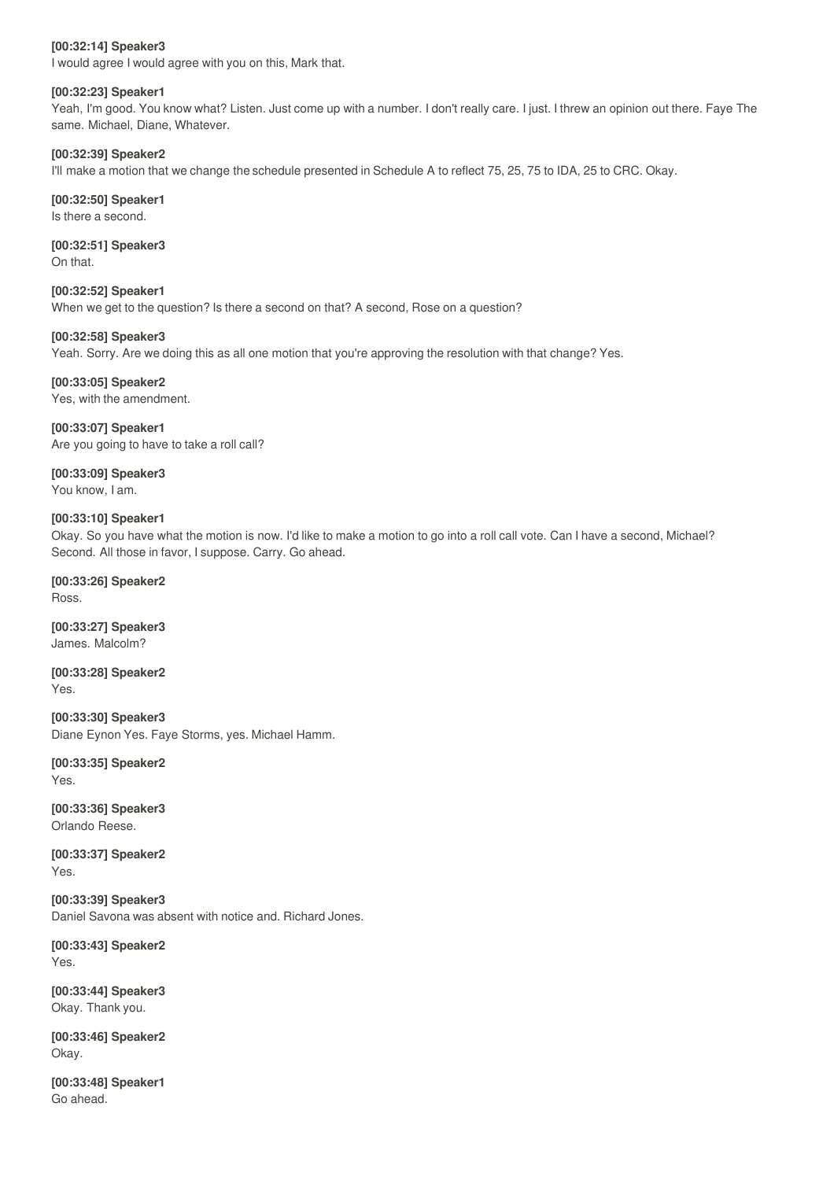**[00:32:14] Speaker3**
I would agree I would agree with you on this, Mark that.

**[00:32:23] Speaker1**
Yeah, I'm good. You know what? Listen. Just come up with a number. I don't really care. I just. I threw an opinion out there. Faye The same. Michael, Diane, Whatever.

**[00:32:39] Speaker2**
I'll make a motion that we change the schedule presented in Schedule A to reflect 75, 25, 75 to IDA, 25 to CRC. Okay.

**[00:32:50] Speaker1**
Is there a second.

**[00:32:51] Speaker3**
On that.

**[00:32:52] Speaker1**
When we get to the question? Is there a second on that? A second, Rose on a question?

**[00:32:58] Speaker3**
Yeah. Sorry. Are we doing this as all one motion that you're approving the resolution with that change? Yes.

**[00:33:05] Speaker2**
Yes, with the amendment.

**[00:33:07] Speaker1**
Are you going to have to take a roll call?

**[00:33:09] Speaker3**
You know, I am.

**[00:33:10] Speaker1**
Okay. So you have what the motion is now. I'd like to make a motion to go into a roll call vote. Can I have a second, Michael? Second. All those in favor, I suppose. Carry. Go ahead.

**[00:33:26] Speaker2**
Ross.

**[00:33:27] Speaker3**
James. Malcolm?

**[00:33:28] Speaker2**
Yes.

**[00:33:30] Speaker3**
Diane Eynon Yes. Faye Storms, yes. Michael Hamm.

**[00:33:35] Speaker2**
Yes.

**[00:33:36] Speaker3**
Orlando Reese.

**[00:33:37] Speaker2**
Yes.

**[00:33:39] Speaker3**
Daniel Savona was absent with notice and. Richard Jones.

**[00:33:43] Speaker2**
Yes.

**[00:33:44] Speaker3**
Okay. Thank you.

**[00:33:46] Speaker2**
Okay.

**[00:33:48] Speaker1**
Go ahead.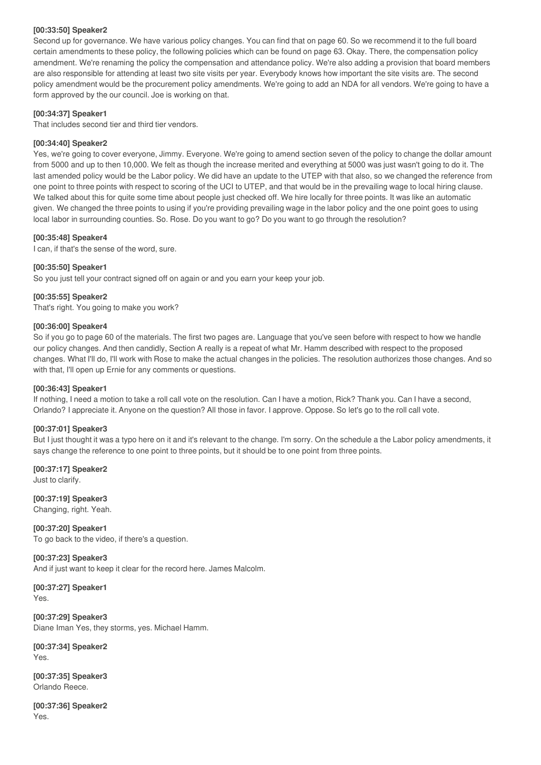**[00:33:50] Speaker2**

Second up for governance. We have various policy changes. You can find that on page 60. So we recommend it to the full board certain amendments to these policy, the following policies which can be found on page 63. Okay. There, the compensation policy amendment. We're renaming the policy the compensation and attendance policy. We're also adding a provision that board members are also responsible for attending at least two site visits per year. Everybody knows how important the site visits are. The second policy amendment would be the procurement policy amendments. We're going to add an NDA for all vendors. We're going to have a form approved by the our council. Joe is working on that.

**[00:34:37] Speaker1**

That includes second tier and third tier vendors.

**[00:34:40] Speaker2**

Yes, we're going to cover everyone, Jimmy. Everyone. We're going to amend section seven of the policy to change the dollar amount from 5000 and up to then 10,000. We felt as though the increase merited and everything at 5000 was just wasn't going to do it. The last amended policy would be the Labor policy. We did have an update to the UTEP with that also, so we changed the reference from one point to three points with respect to scoring of the UCI to UTEP, and that would be in the prevailing wage to local hiring clause. We talked about this for quite some time about people just checked off. We hire locally for three points. It was like an automatic given. We changed the three points to using if you're providing prevailing wage in the labor policy and the one point goes to using local labor in surrounding counties. So. Rose. Do you want to go? Do you want to go through the resolution?

**[00:35:48] Speaker4**

I can, if that's the sense of the word, sure.

**[00:35:50] Speaker1**

So you just tell your contract signed off on again or and you earn your keep your job.

**[00:35:55] Speaker2**

That's right. You going to make you work?

**[00:36:00] Speaker4**

So if you go to page 60 of the materials. The first two pages are. Language that you've seen before with respect to how we handle our policy changes. And then candidly, Section A really is a repeat of what Mr. Hamm described with respect to the proposed changes. What I'll do, I'll work with Rose to make the actual changes in the policies. The resolution authorizes those changes. And so with that, I'll open up Ernie for any comments or questions.

**[00:36:43] Speaker1**

If nothing, I need a motion to take a roll call vote on the resolution. Can I have a motion, Rick? Thank you. Can I have a second, Orlando? I appreciate it. Anyone on the question? All those in favor. I approve. Oppose. So let's go to the roll call vote.

**[00:37:01] Speaker3**

But I just thought it was a typo here on it and it's relevant to the change. I'm sorry. On the schedule a the Labor policy amendments, it says change the reference to one point to three points, but it should be to one point from three points.

**[00:37:17] Speaker2**

Just to clarify.

**[00:37:19] Speaker3**

Changing, right. Yeah.

**[00:37:20] Speaker1**

To go back to the video, if there's a question.

**[00:37:23] Speaker3**

And if just want to keep it clear for the record here. James Malcolm.

**[00:37:27] Speaker1**

Yes.

**[00:37:29] Speaker3**

Diane Iman Yes, they storms, yes. Michael Hamm.

**[00:37:34] Speaker2**

Yes.

**[00:37:35] Speaker3**

Orlando Reece.

**[00:37:36] Speaker2**

Yes.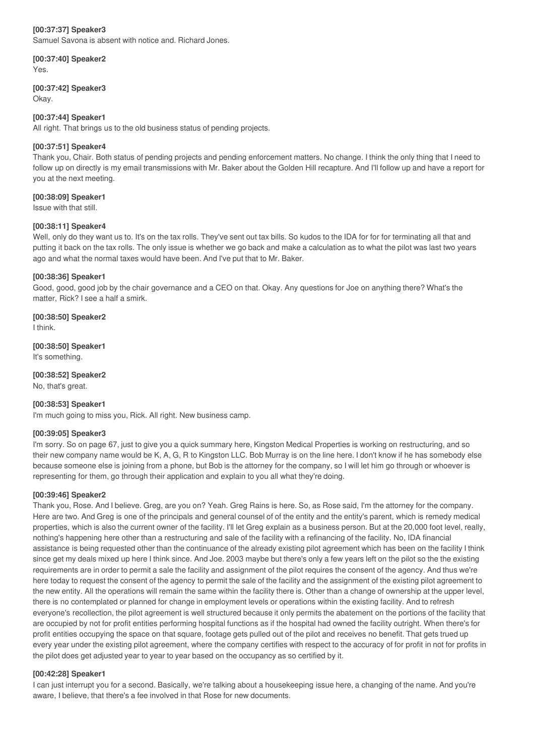**[00:37:37] Speaker3**
Samuel Savona is absent with notice and. Richard Jones.

**[00:37:40] Speaker2**
Yes.

**[00:37:42] Speaker3**
Okay.

**[00:37:44] Speaker1**
All right. That brings us to the old business status of pending projects.

**[00:37:51] Speaker4**
Thank you, Chair. Both status of pending projects and pending enforcement matters. No change. I think the only thing that I need to follow up on directly is my email transmissions with Mr. Baker about the Golden Hill recapture. And I'll follow up and have a report for you at the next meeting.

**[00:38:09] Speaker1**
Issue with that still.

**[00:38:11] Speaker4**
Well, only do they want us to. It's on the tax rolls. They've sent out tax bills. So kudos to the IDA for for for terminating all that and putting it back on the tax rolls. The only issue is whether we go back and make a calculation as to what the pilot was last two years ago and what the normal taxes would have been. And I've put that to Mr. Baker.

**[00:38:36] Speaker1**
Good, good, good job by the chair governance and a CEO on that. Okay. Any questions for Joe on anything there? What's the matter, Rick? I see a half a smirk.

**[00:38:50] Speaker2**
I think.

**[00:38:50] Speaker1**
It's something.

**[00:38:52] Speaker2**
No, that's great.

**[00:38:53] Speaker1**
I'm much going to miss you, Rick. All right. New business camp.

**[00:39:05] Speaker3**
I'm sorry. So on page 67, just to give you a quick summary here, Kingston Medical Properties is working on restructuring, and so their new company name would be K, A, G, R to Kingston LLC. Bob Murray is on the line here. I don't know if he has somebody else because someone else is joining from a phone, but Bob is the attorney for the company, so I will let him go through or whoever is representing for them, go through their application and explain to you all what they're doing.

**[00:39:46] Speaker2**
Thank you, Rose. And I believe. Greg, are you on? Yeah. Greg Rains is here. So, as Rose said, I'm the attorney for the company. Here are two. And Greg is one of the principals and general counsel of of the entity and the entity's parent, which is remedy medical properties, which is also the current owner of the facility. I'll let Greg explain as a business person. But at the 20,000 foot level, really, nothing's happening here other than a restructuring and sale of the facility with a refinancing of the facility. No, IDA financial assistance is being requested other than the continuance of the already existing pilot agreement which has been on the facility I think since get my deals mixed up here I think since. And Joe. 2003 maybe but there's only a few years left on the pilot so the the existing requirements are in order to permit a sale the facility and assignment of the pilot requires the consent of the agency. And thus we're here today to request the consent of the agency to permit the sale of the facility and the assignment of the existing pilot agreement to the new entity. All the operations will remain the same within the facility there is. Other than a change of ownership at the upper level, there is no contemplated or planned for change in employment levels or operations within the existing facility. And to refresh everyone's recollection, the pilot agreement is well structured because it only permits the abatement on the portions of the facility that are occupied by not for profit entities performing hospital functions as if the hospital had owned the facility outright. When there's for profit entities occupying the space on that square, footage gets pulled out of the pilot and receives no benefit. That gets trued up every year under the existing pilot agreement, where the company certifies with respect to the accuracy of for profit in not for profits in the pilot does get adjusted year to year to year based on the occupancy as so certified by it.

**[00:42:28] Speaker1**
I can just interrupt you for a second. Basically, we're talking about a housekeeping issue here, a changing of the name. And you're aware, I believe, that there's a fee involved in that Rose for new documents.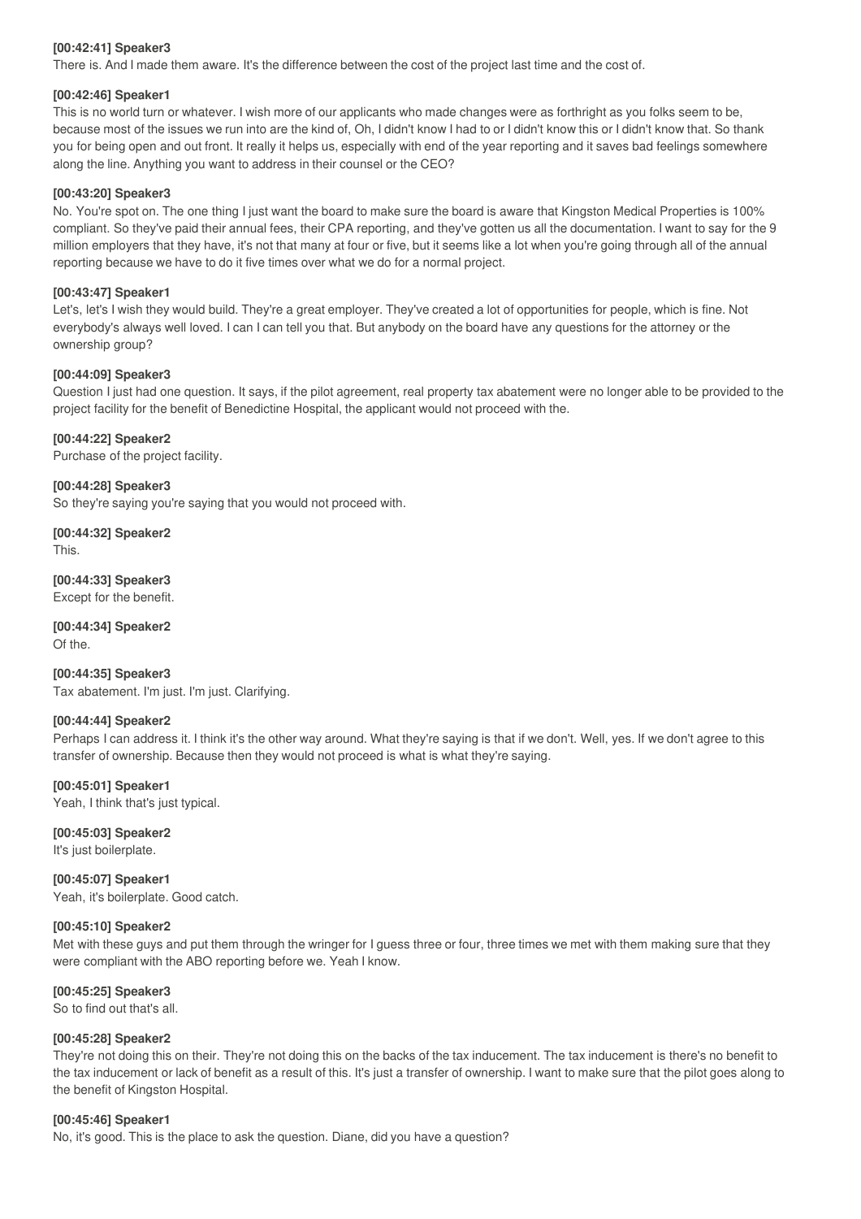**[00:42:41] Speaker3**
There is. And I made them aware. It's the difference between the cost of the project last time and the cost of.

**[00:42:46] Speaker1**
This is no world turn or whatever. I wish more of our applicants who made changes were as forthright as you folks seem to be, because most of the issues we run into are the kind of, Oh, I didn't know I had to or I didn't know this or I didn't know that. So thank you for being open and out front. It really it helps us, especially with end of the year reporting and it saves bad feelings somewhere along the line. Anything you want to address in their counsel or the CEO?

**[00:43:20] Speaker3**
No. You're spot on. The one thing I just want the board to make sure the board is aware that Kingston Medical Properties is 100% compliant. So they've paid their annual fees, their CPA reporting, and they've gotten us all the documentation. I want to say for the 9 million employers that they have, it's not that many at four or five, but it seems like a lot when you're going through all of the annual reporting because we have to do it five times over what we do for a normal project.

**[00:43:47] Speaker1**
Let's, let's I wish they would build. They're a great employer. They've created a lot of opportunities for people, which is fine. Not everybody's always well loved. I can I can tell you that. But anybody on the board have any questions for the attorney or the ownership group?

**[00:44:09] Speaker3**
Question I just had one question. It says, if the pilot agreement, real property tax abatement were no longer able to be provided to the project facility for the benefit of Benedictine Hospital, the applicant would not proceed with the.

**[00:44:22] Speaker2**
Purchase of the project facility.

**[00:44:28] Speaker3**
So they're saying you're saying that you would not proceed with.

**[00:44:32] Speaker2**
This.

**[00:44:33] Speaker3**
Except for the benefit.

**[00:44:34] Speaker2**
Of the.

**[00:44:35] Speaker3**
Tax abatement. I'm just. I'm just. Clarifying.

**[00:44:44] Speaker2**
Perhaps I can address it. I think it's the other way around. What they're saying is that if we don't. Well, yes. If we don't agree to this transfer of ownership. Because then they would not proceed is what is what they're saying.

**[00:45:01] Speaker1**
Yeah, I think that's just typical.

**[00:45:03] Speaker2**
It's just boilerplate.

**[00:45:07] Speaker1**
Yeah, it's boilerplate. Good catch.

**[00:45:10] Speaker2**
Met with these guys and put them through the wringer for I guess three or four, three times we met with them making sure that they were compliant with the ABO reporting before we. Yeah I know.

**[00:45:25] Speaker3**
So to find out that's all.

**[00:45:28] Speaker2**
They're not doing this on their. They're not doing this on the backs of the tax inducement. The tax inducement is there's no benefit to the tax inducement or lack of benefit as a result of this. It's just a transfer of ownership. I want to make sure that the pilot goes along to the benefit of Kingston Hospital.

**[00:45:46] Speaker1**
No, it's good. This is the place to ask the question. Diane, did you have a question?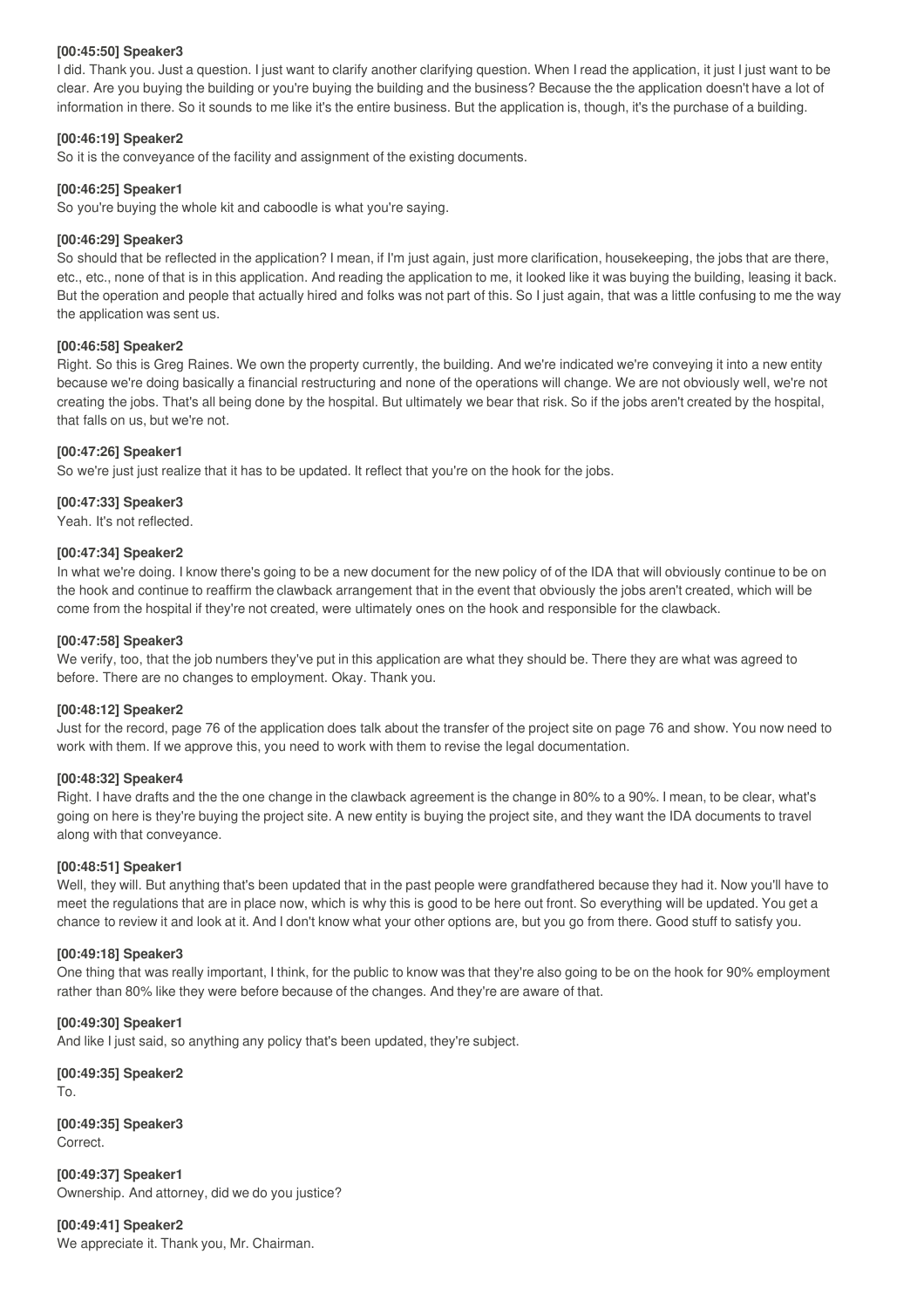**[00:45:50] Speaker3**

I did. Thank you. Just a question. I just want to clarify another clarifying question. When I read the application, it just I just want to be clear. Are you buying the building or you're buying the building and the business? Because the the application doesn't have a lot of information in there. So it sounds to me like it's the entire business. But the application is, though, it's the purchase of a building.

**[00:46:19] Speaker2**

So it is the conveyance of the facility and assignment of the existing documents.

**[00:46:25] Speaker1**

So you're buying the whole kit and caboodle is what you're saying.

**[00:46:29] Speaker3**

So should that be reflected in the application? I mean, if I'm just again, just more clarification, housekeeping, the jobs that are there, etc., etc., none of that is in this application. And reading the application to me, it looked like it was buying the building, leasing it back. But the operation and people that actually hired and folks was not part of this. So I just again, that was a little confusing to me the way the application was sent us.

**[00:46:58] Speaker2**

Right. So this is Greg Raines. We own the property currently, the building. And we're indicated we're conveying it into a new entity because we're doing basically a financial restructuring and none of the operations will change. We are not obviously well, we're not creating the jobs. That's all being done by the hospital. But ultimately we bear that risk. So if the jobs aren't created by the hospital, that falls on us, but we're not.

**[00:47:26] Speaker1**

So we're just just realize that it has to be updated. It reflect that you're on the hook for the jobs.

**[00:47:33] Speaker3**

Yeah. It's not reflected.

**[00:47:34] Speaker2**

In what we're doing. I know there's going to be a new document for the new policy of of the IDA that will obviously continue to be on the hook and continue to reaffirm the clawback arrangement that in the event that obviously the jobs aren't created, which will be come from the hospital if they're not created, were ultimately ones on the hook and responsible for the clawback.

**[00:47:58] Speaker3**

We verify, too, that the job numbers they've put in this application are what they should be. There they are what was agreed to before. There are no changes to employment. Okay. Thank you.

**[00:48:12] Speaker2**

Just for the record, page 76 of the application does talk about the transfer of the project site on page 76 and show. You now need to work with them. If we approve this, you need to work with them to revise the legal documentation.

**[00:48:32] Speaker4**

Right. I have drafts and the the one change in the clawback agreement is the change in 80% to a 90%. I mean, to be clear, what's going on here is they're buying the project site. A new entity is buying the project site, and they want the IDA documents to travel along with that conveyance.

**[00:48:51] Speaker1**

Well, they will. But anything that's been updated that in the past people were grandfathered because they had it. Now you'll have to meet the regulations that are in place now, which is why this is good to be here out front. So everything will be updated. You get a chance to review it and look at it. And I don't know what your other options are, but you go from there. Good stuff to satisfy you.

**[00:49:18] Speaker3**

One thing that was really important, I think, for the public to know was that they're also going to be on the hook for 90% employment rather than 80% like they were before because of the changes. And they're are aware of that.

**[00:49:30] Speaker1**

And like I just said, so anything any policy that's been updated, they're subject.

**[00:49:35] Speaker2**

To.

**[00:49:35] Speaker3**

Correct.

**[00:49:37] Speaker1**

Ownership. And attorney, did we do you justice?

**[00:49:41] Speaker2**

We appreciate it. Thank you, Mr. Chairman.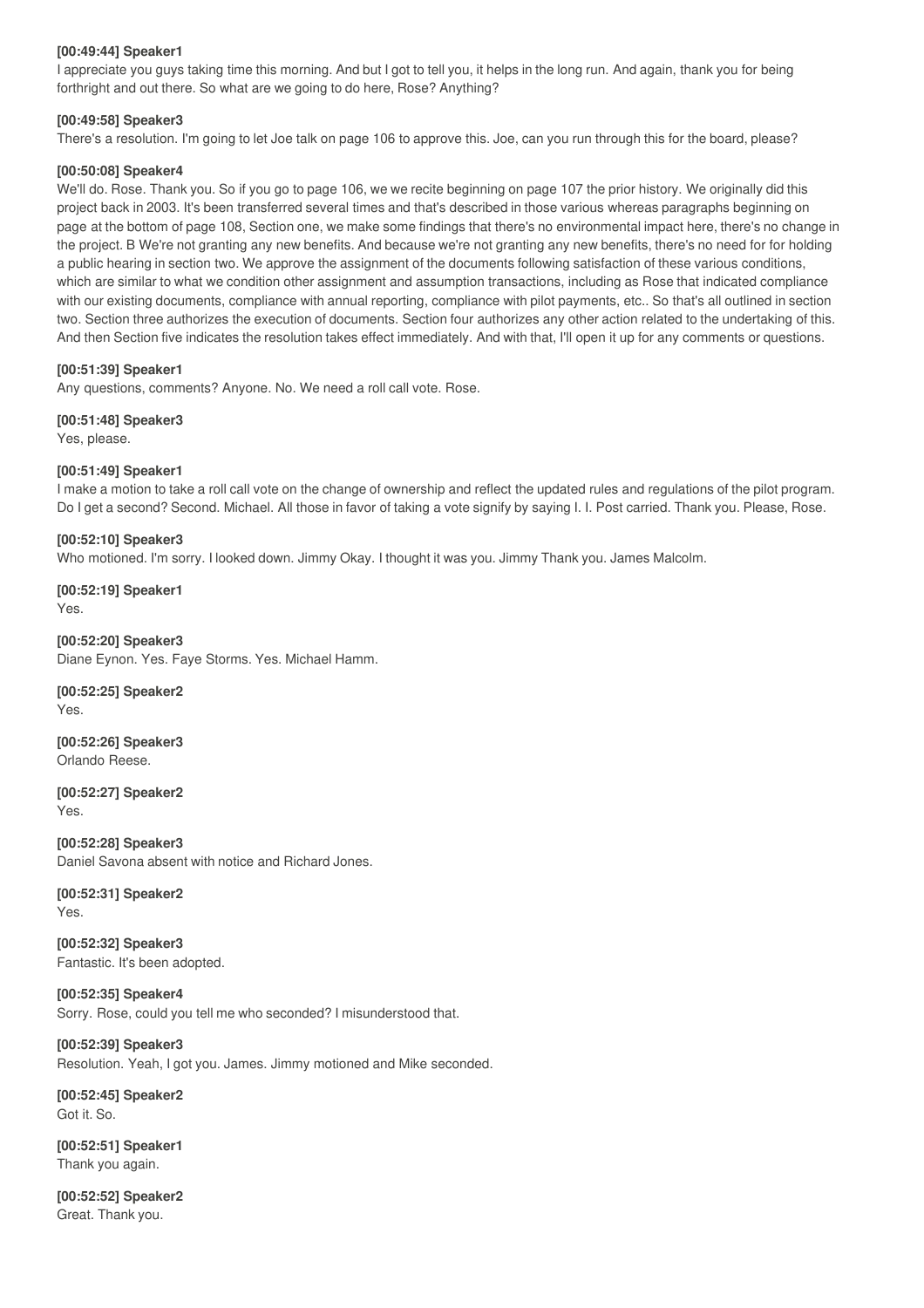**[00:49:44] Speaker1**

I appreciate you guys taking time this morning. And but I got to tell you, it helps in the long run. And again, thank you for being forthright and out there. So what are we going to do here, Rose? Anything?

**[00:49:58] Speaker3**

There's a resolution. I'm going to let Joe talk on page 106 to approve this. Joe, can you run through this for the board, please?

**[00:50:08] Speaker4**

We'll do. Rose. Thank you. So if you go to page 106, we we recite beginning on page 107 the prior history. We originally did this project back in 2003. It's been transferred several times and that's described in those various whereas paragraphs beginning on page at the bottom of page 108, Section one, we make some findings that there's no environmental impact here, there's no change in the project. B We're not granting any new benefits. And because we're not granting any new benefits, there's no need for for holding a public hearing in section two. We approve the assignment of the documents following satisfaction of these various conditions, which are similar to what we condition other assignment and assumption transactions, including as Rose that indicated compliance with our existing documents, compliance with annual reporting, compliance with pilot payments, etc.. So that's all outlined in section two. Section three authorizes the execution of documents. Section four authorizes any other action related to the undertaking of this. And then Section five indicates the resolution takes effect immediately. And with that, I'll open it up for any comments or questions.

**[00:51:39] Speaker1**

Any questions, comments? Anyone. No. We need a roll call vote. Rose.

**[00:51:48] Speaker3**

Yes, please.

**[00:51:49] Speaker1**

I make a motion to take a roll call vote on the change of ownership and reflect the updated rules and regulations of the pilot program. Do I get a second? Second. Michael. All those in favor of taking a vote signify by saying I. I. Post carried. Thank you. Please, Rose.

**[00:52:10] Speaker3**

Who motioned. I'm sorry. I looked down. Jimmy Okay. I thought it was you. Jimmy Thank you. James Malcolm.

**[00:52:19] Speaker1**

Yes.

**[00:52:20] Speaker3**

Diane Eynon. Yes. Faye Storms. Yes. Michael Hamm.

**[00:52:25] Speaker2**

Yes.

**[00:52:26] Speaker3**

Orlando Reese.

**[00:52:27] Speaker2**

Yes.

**[00:52:28] Speaker3**

Daniel Savona absent with notice and Richard Jones.

**[00:52:31] Speaker2**

Yes.

**[00:52:32] Speaker3**

Fantastic. It's been adopted.

**[00:52:35] Speaker4**

Sorry. Rose, could you tell me who seconded? I misunderstood that.

**[00:52:39] Speaker3**

Resolution. Yeah, I got you. James. Jimmy motioned and Mike seconded.

**[00:52:45] Speaker2**

Got it. So.

**[00:52:51] Speaker1**

Thank you again.

**[00:52:52] Speaker2**

Great. Thank you.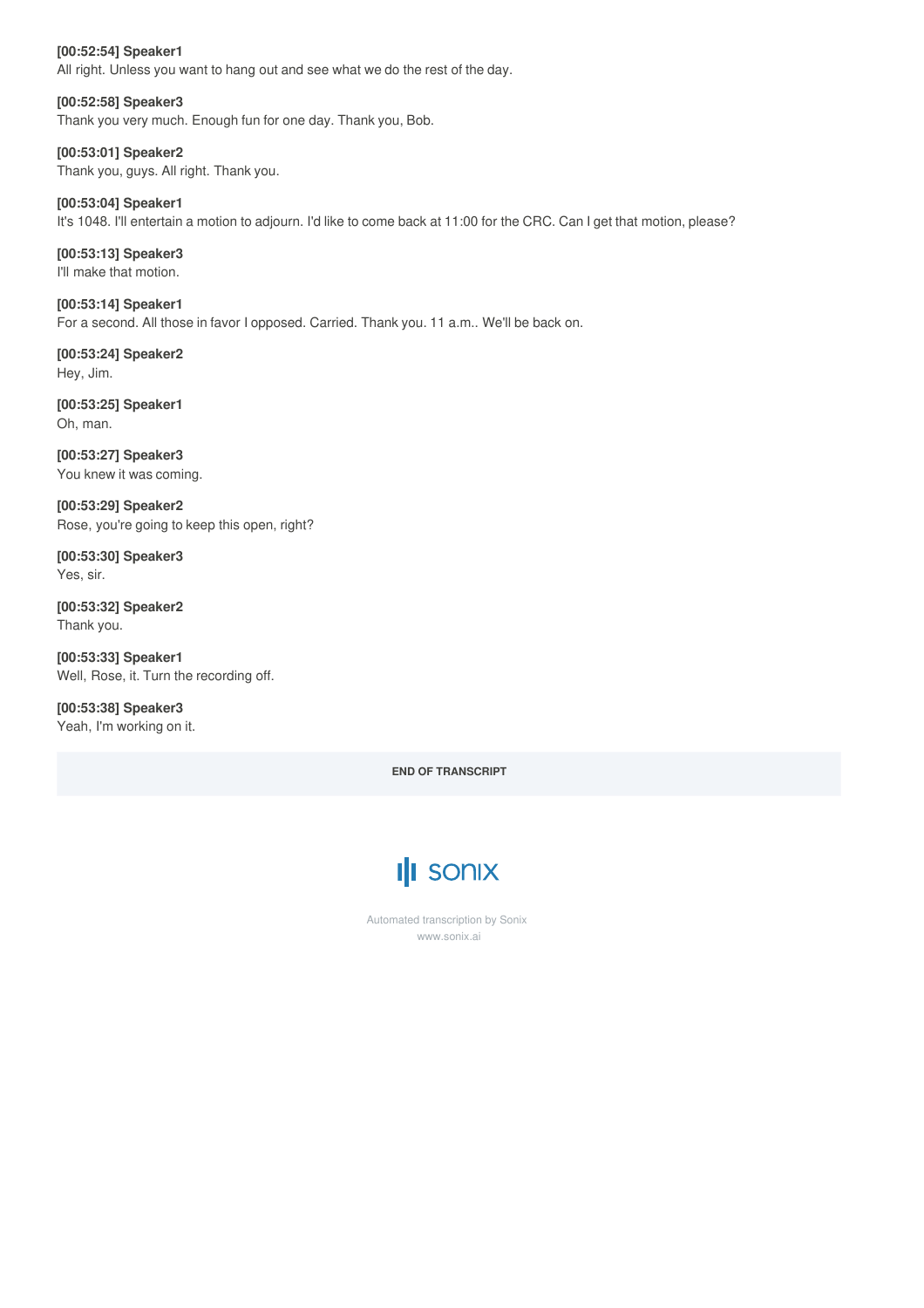**[00:52:54] Speaker1**
All right. Unless you want to hang out and see what we do the rest of the day.

**[00:52:58] Speaker3**
Thank you very much. Enough fun for one day. Thank you, Bob.

**[00:53:01] Speaker2**
Thank you, guys. All right. Thank you.

**[00:53:04] Speaker1**
It's 1048. I'll entertain a motion to adjourn. I'd like to come back at 11:00 for the CRC. Can I get that motion, please?

**[00:53:13] Speaker3**
I'll make that motion.

**[00:53:14] Speaker1**
For a second. All those in favor I opposed. Carried. Thank you. 11 a.m.. We'll be back on.

**[00:53:24] Speaker2**
Hey, Jim.

**[00:53:25] Speaker1**
Oh, man.

**[00:53:27] Speaker3**
You knew it was coming.

**[00:53:29] Speaker2**
Rose, you're going to keep this open, right?

**[00:53:30] Speaker3**
Yes, sir.

**[00:53:32] Speaker2**
Thank you.

**[00:53:33] Speaker1**
Well, Rose, it. Turn the recording off.

**[00:53:38] Speaker3**
Yeah, I'm working on it.

**END OF TRANSCRIPT**

sonix

Automated transcription by Sonix
www.sonix.ai